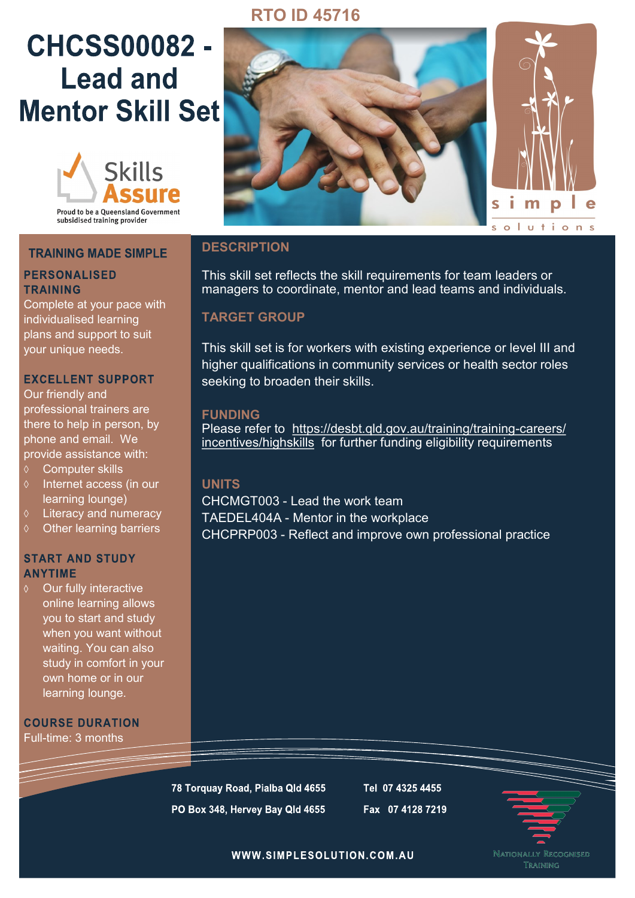RTO ID 45716

# CHCSS00082 - Lead and Mentor Skill Set

Skills Assure

Proud to be a Queensland Government subsidised training provider

simple solutions

## TRAINING MADE SIMPLE

### PERSONALISED TRAINING

Complete at your pace with individualised learning plans and support to suit your unique needs.

### EXCELLENT SUPPORT

Our friendly and professional trainers are there to help in person, by phone and email. We provide assistance with:

- Computer skills
- Internet access (in our learning lounge)
- Literacy and numeracy
- Other learning barriers

### START AND STUDY ANYTIME

- Our fully interactive online learning allows you to start and study when you want without waiting. You can also study in comfort in your own home or in our learning lounge.

### COURSE DURATION

Full-time: 3 months

## DESCRIPTION

This skill set reflects the skill requirements for team leaders or managers to coordinate, mentor and lead teams and individuals.

## TARGET GROUP

This skill set is for workers with existing experience or level III and higher qualifications in community services or health sector roles seeking to broaden their skills.

## FUNDING

Please refer to https://desbt.qld.gov.au/training/training-careers/incentives/highskills for further funding eligibility requirements

## UNITS

CHCMGT003 - Lead the work team
TAEDEL404A - Mentor in the workplace
CHCPRP003 - Reflect and improve own professional practice

78 Torquay Road, Pialba Qld 4655
PO Box 348, Hervey Bay Qld 4655

Tel 07 4325 4455
Fax 07 4128 7219

WWW.SIMPLESOLUTION.COM.AU

Nationally Recognised Training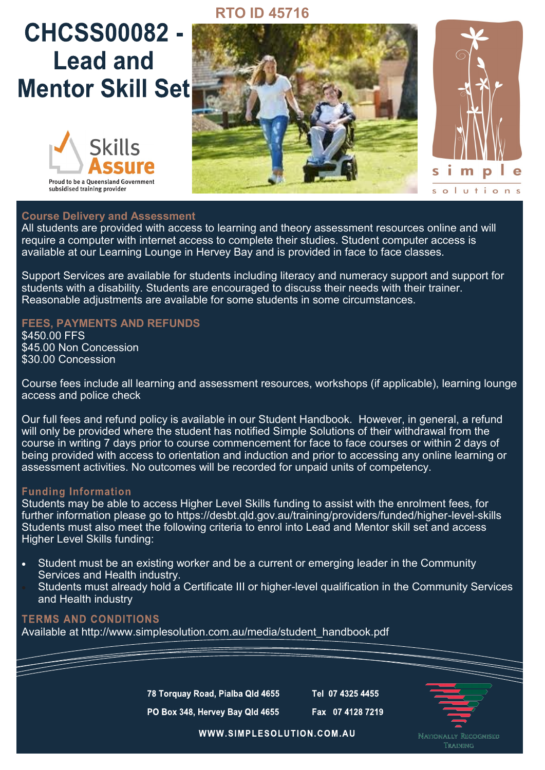RTO ID 45716

# CHCSS00082 - Lead and Mentor Skill Set

Skills Assure

Proud to be a Queensland Government subsidised training provider

simple solutions

## Course Delivery and Assessment

All students are provided with access to learning and theory assessment resources online and will require a computer with internet access to complete their studies. Student computer access is available at our Learning Lounge in Hervey Bay and is provided in face to face classes.

Support Services are available for students including literacy and numeracy support and support for students with a disability. Students are encouraged to discuss their needs with their trainer. Reasonable adjustments are available for some students in some circumstances.

## FEES, PAYMENTS AND REFUNDS

$450.00 FFS
$45.00 Non Concession
$30.00 Concession

Course fees include all learning and assessment resources, workshops (if applicable), learning lounge access and police check

Our full fees and refund policy is available in our Student Handbook. However, in general, a refund will only be provided where the student has notified Simple Solutions of their withdrawal from the course in writing 7 days prior to course commencement for face to face courses or within 2 days of being provided with access to orientation and induction and prior to accessing any online learning or assessment activities. No outcomes will be recorded for unpaid units of competency.

## Funding Information

Students may be able to access Higher Level Skills funding to assist with the enrolment fees, for further information please go to https://desbt.qld.gov.au/training/providers/funded/higher-level-skills
Students must also meet the following criteria to enrol into Lead and Mentor skill set and access Higher Level Skills funding:

- Student must be an existing worker and be a current or emerging leader in the Community Services and Health industry.
- Students must already hold a Certificate III or higher-level qualification in the Community Services and Health industry

## TERMS AND CONDITIONS

Available at http://www.simplesolution.com.au/media/student_handbook.pdf

78 Torquay Road, Pialba Qld 4655
PO Box 348, Hervey Bay Qld 4655
Tel 07 4325 4455
Fax 07 4128 7219

WWW.SIMPLESOLUTION.COM.AU

Nationally Recognised Training